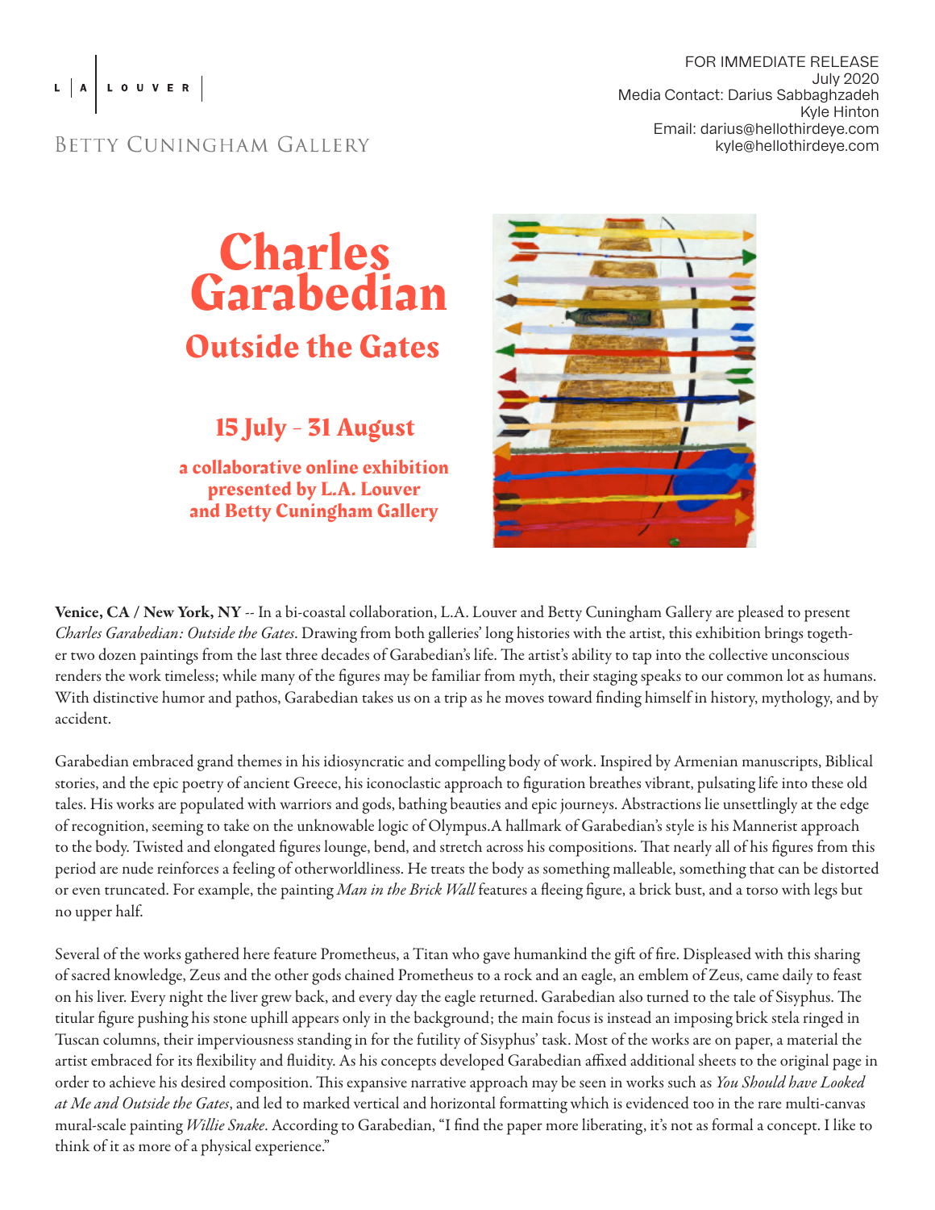L.A. LOUVER

BETTY CUNINGHAM GALLERY

FOR IMMEDIATE RELEASE
July 2020
Media Contact: Darius Sabbaghzadeh
Kyle Hinton
Email: darius@hellothirdeye.com
kyle@hellothirdeye.com

# Charles Garabedian

## Outside the Gates

### 15 July - 31 August

**a collaborative online exhibition presented by L.A. Louver and Betty Cuningham Gallery**

**Venice, CA / New York, NY** -- In a bi-coastal collaboration, L.A. Louver and Betty Cuningham Gallery are pleased to present *Charles Garabedian: Outside the Gates*. Drawing from both galleries' long histories with the artist, this exhibition brings together two dozen paintings from the last three decades of Garabedian's life. The artist's ability to tap into the collective unconscious renders the work timeless; while many of the figures may be familiar from myth, their staging speaks to our common lot as humans. With distinctive humor and pathos, Garabedian takes us on a trip as he moves toward finding himself in history, mythology, and by accident.

Garabedian embraced grand themes in his idiosyncratic and compelling body of work. Inspired by Armenian manuscripts, Biblical stories, and the epic poetry of ancient Greece, his iconoclastic approach to figuration breathes vibrant, pulsating life into these old tales. His works are populated with warriors and gods, bathing beauties and epic journeys. Abstractions lie unsettlingly at the edge of recognition, seeming to take on the unknowable logic of Olympus.A hallmark of Garabedian's style is his Mannerist approach to the body. Twisted and elongated figures lounge, bend, and stretch across his compositions. That nearly all of his figures from this period are nude reinforces a feeling of otherworldliness. He treats the body as something malleable, something that can be distorted or even truncated. For example, the painting *Man in the Brick Wall* features a fleeing figure, a brick bust, and a torso with legs but no upper half.

Several of the works gathered here feature Prometheus, a Titan who gave humankind the gift of fire. Displeased with this sharing of sacred knowledge, Zeus and the other gods chained Prometheus to a rock and an eagle, an emblem of Zeus, came daily to feast on his liver. Every night the liver grew back, and every day the eagle returned. Garabedian also turned to the tale of Sisyphus. The titular figure pushing his stone uphill appears only in the background; the main focus is instead an imposing brick stela ringed in Tuscan columns, their imperviousness standing in for the futility of Sisyphus' task. Most of the works are on paper, a material the artist embraced for its flexibility and fluidity. As his concepts developed Garabedian affixed additional sheets to the original page in order to achieve his desired composition. This expansive narrative approach may be seen in works such as *You Should have Looked at Me and Outside the Gates*, and led to marked vertical and horizontal formatting which is evidenced too in the rare multi-canvas mural-scale painting *Willie Snake*. According to Garabedian, "I find the paper more liberating, it's not as formal a concept. I like to think of it as more of a physical experience."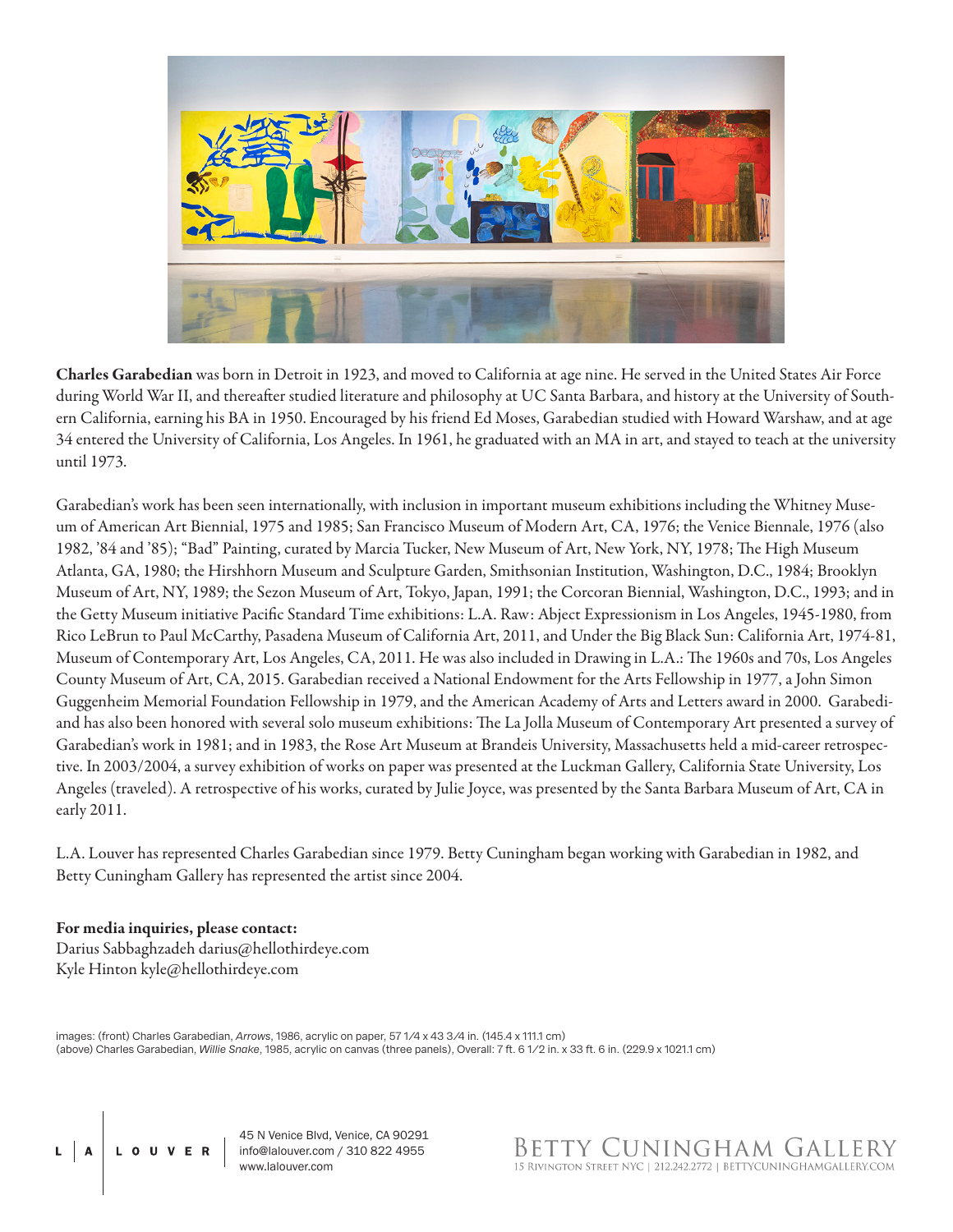**Charles Garabedian** was born in Detroit in 1923, and moved to California at age nine. He served in the United States Air Force during World War II, and thereafter studied literature and philosophy at UC Santa Barbara, and history at the University of Southern California, earning his BA in 1950. Encouraged by his friend Ed Moses, Garabedian studied with Howard Warshaw, and at age 34 entered the University of California, Los Angeles. In 1961, he graduated with an MA in art, and stayed to teach at the university until 1973.

Garabedian's work has been seen internationally, with inclusion in important museum exhibitions including the Whitney Museum of American Art Biennial, 1975 and 1985; San Francisco Museum of Modern Art, CA, 1976; the Venice Biennale, 1976 (also 1982, '84 and '85); "Bad" Painting, curated by Marcia Tucker, New Museum of Art, New York, NY, 1978; The High Museum Atlanta, GA, 1980; the Hirshhorn Museum and Sculpture Garden, Smithsonian Institution, Washington, D.C., 1984; Brooklyn Museum of Art, NY, 1989; the Sezon Museum of Art, Tokyo, Japan, 1991; the Corcoran Biennial, Washington, D.C., 1993; and in the Getty Museum initiative Pacific Standard Time exhibitions: L.A. Raw: Abject Expressionism in Los Angeles, 1945-1980, from Rico LeBrun to Paul McCarthy, Pasadena Museum of California Art, 2011, and Under the Big Black Sun: California Art, 1974-81, Museum of Contemporary Art, Los Angeles, CA, 2011. He was also included in Drawing in L.A.: The 1960s and 70s, Los Angeles County Museum of Art, CA, 2015. Garabedian received a National Endowment for the Arts Fellowship in 1977, a John Simon Guggenheim Memorial Foundation Fellowship in 1979, and the American Academy of Arts and Letters award in 2000. Garabediand has also been honored with several solo museum exhibitions: The La Jolla Museum of Contemporary Art presented a survey of Garabedian's work in 1981; and in 1983, the Rose Art Museum at Brandeis University, Massachusetts held a mid-career retrospective. In 2003/2004, a survey exhibition of works on paper was presented at the Luckman Gallery, California State University, Los Angeles (traveled). A retrospective of his works, curated by Julie Joyce, was presented by the Santa Barbara Museum of Art, CA in early 2011.

L.A. Louver has represented Charles Garabedian since 1979. Betty Cuningham began working with Garabedian in 1982, and Betty Cuningham Gallery has represented the artist since 2004.

**For media inquiries, please contact:**
Darius Sabbaghzadeh darius@hellothirdeye.com
Kyle Hinton kyle@hellothirdeye.com

images: (front) Charles Garabedian, *Arrows*, 1986, acrylic on paper, 57 1⁄4 x 43 3⁄4 in. (145.4 x 111.1 cm)
(above) Charles Garabedian, *Willie Snake*, 1985, acrylic on canvas (three panels), Overall: 7 ft. 6 1⁄2 in. x 33 ft. 6 in. (229.9 x 1021.1 cm)

L | A | LOUVER
45 N Venice Blvd, Venice, CA 90291
info@lalouver.com / 310 822 4955
www.lalouver.com

BETTY CUNINGHAM GALLERY
15 RIVINGTON STREET NYC | 212.242.2772 | BETTYCUNINGHAMGALLERY.COM